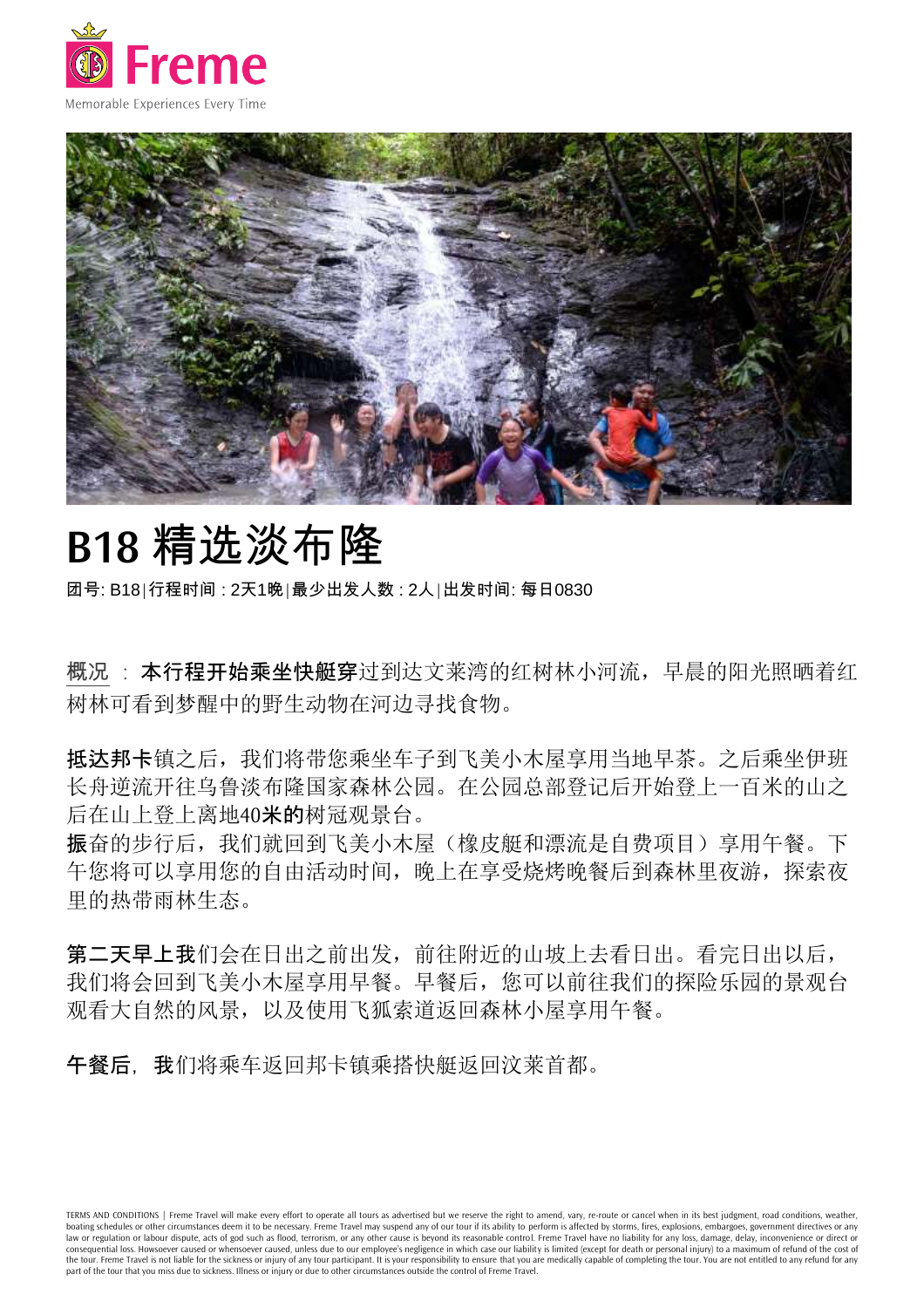Freme

Memorable Experiences Every Time

# B18 精选淡布隆

**团号**: B18 | **行程时间** : 2天1晚 | **最少出发人数** : 2人 | **出发时间**: 每日0830

概况 : **本行程开始乘坐快艇穿**过到达文莱湾的红树林小河流，早晨的阳光照晒着红树林可看到梦醒中的野生动物在河边寻找食物。

**抵达邦卡**镇之后，我们将带您乘坐车子到飞美小木屋享用当地早茶。之后乘坐伊班长舟逆流开往乌鲁淡布隆国家森林公园。在公园总部登记后开始登上一百米的山之后在山上登上离地40**米的**树冠观景台。
**振**奋的步行后，我们就回到飞美小木屋（橡皮艇和漂流是自费项目）享用午餐。下午您将可以享用您的自由活动时间，晚上在享受烧烤晚餐后到森林里夜游，探索夜里的热带雨林生态。

**第二天早上我**们会在日出之前出发，前往附近的山坡上去看日出。看完日出以后，我们将会回到飞美小木屋享用早餐。早餐后，您可以前往我们的探险乐园的景观台观看大自然的风景，以及使用飞狐索道返回森林小屋享用午餐。

**午餐后**, **我**们将乘车返回邦卡镇乘搭快艇返回汶莱首都。

TERMS AND CONDITIONS | Freme Travel will make every effort to operate all tours as advertised but we reserve the right to amend, vary, re-route or cancel when in its best judgment, road conditions, weather, boating schedules or other circumstances deem it to be necessary. Freme Travel may suspend any of our tour if its ability to perform is affected by storms, fires, explosions, embargoes, government directives or any law or regulation or labour dispute, acts of god such as flood, terrorism, or any other cause is beyond its reasonable control. Freme Travel have no liability for any loss, damage, delay, inconvenience or direct or consequential loss. Howsoever caused or whensoever caused, unless due to our employee's negligence in which case our liability is limited (except for death or personal injury) to a maximum of refund of the cost of the tour. Freme Travel is not liable for the sickness or injury of any tour participant. It is your responsibility to ensure that you are medically capable of completing the tour. You are not entitled to any refund for any part of the tour that you miss due to sickness. Illness or injury or due to other circumstances outside the control of Freme Travel.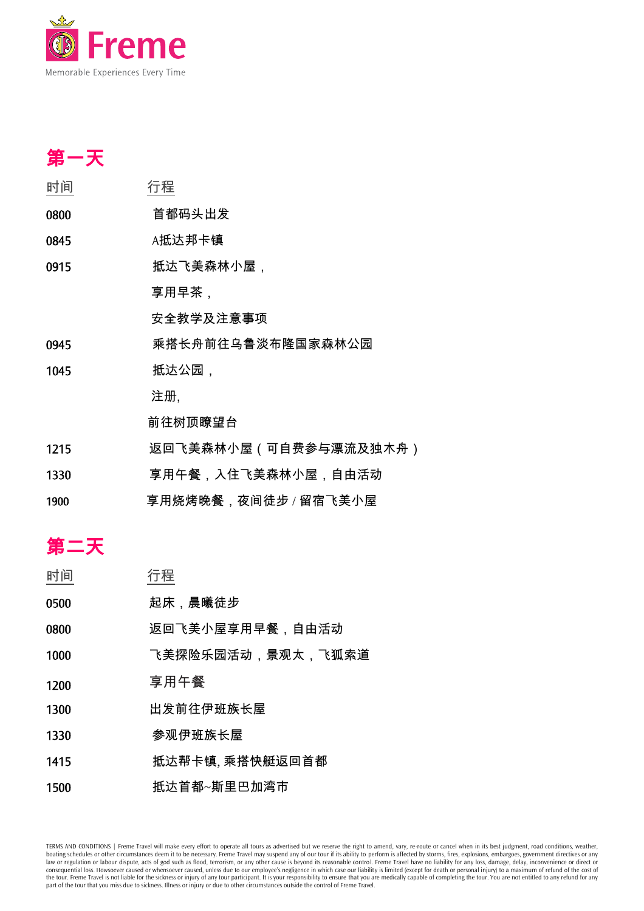Freme

Memorable Experiences Every Time

## 第一天

| 时间 | 行程 |
|---|---|
| 0800 | 首都码头出发 |
| 0845 | A抵达邦卡镇 |
| 0915 | 抵达飞美森林小屋，<br>享用早茶，<br>安全教学及注意事项 |
| 0945 | 乘搭长舟前往乌鲁淡布隆国家森林公园 |
| 1045 | 抵达公园，<br>注册,<br>前往树顶瞭望台 |
| 1215 | 返回飞美森林小屋（可自费参与漂流及独木舟） |
| 1330 | 享用午餐，入住飞美森林小屋，自由活动 |
| 1900 | 享用烧烤晚餐，夜间徒步 / 留宿飞美小屋 |

## 第二天

| 时间 | 行程 |
|---|---|
| 0500 | 起床，晨曦徒步 |
| 0800 | 返回飞美小屋享用早餐，自由活动 |
| 1000 | 飞美探险乐园活动，景观太，飞狐索道 |
| 1200 | 享用午餐 |
| 1300 | 出发前往伊班族长屋 |
| 1330 | 参观伊班族长屋 |
| 1415 | 抵达帮卡镇, 乘搭快艇返回首都 |
| 1500 | 抵达首都~斯里巴加湾市 |

TERMS AND CONDITIONS | Freme Travel will make every effort to operate all tours as advertised but we reserve the right to amend, vary, re-route or cancel when in its best judgment, road conditions, weather, boating schedules or other circumstances deem it to be necessary. Freme Travel may suspend any of our tour if its ability to perform is affected by storms, fires, explosions, embargoes, government directives or any law or regulation or labour dispute, acts of god such as flood, terrorism, or any other cause is beyond its reasonable control. Freme Travel have no liability for any loss, damage, delay, inconvenience or direct or consequential loss. Howsoever caused or whensoever caused, unless due to our employee's negligence in which case our liability is limited (except for death or personal injury) to a maximum of refund of the cost of the tour. Freme Travel is not liable for the sickness or injury of any tour participant. It is your responsibility to ensure that you are medically capable of completing the tour. You are not entitled to any refund for any part of the tour that you miss due to sickness. Illness or injury or due to other circumstances outside the control of Freme Travel.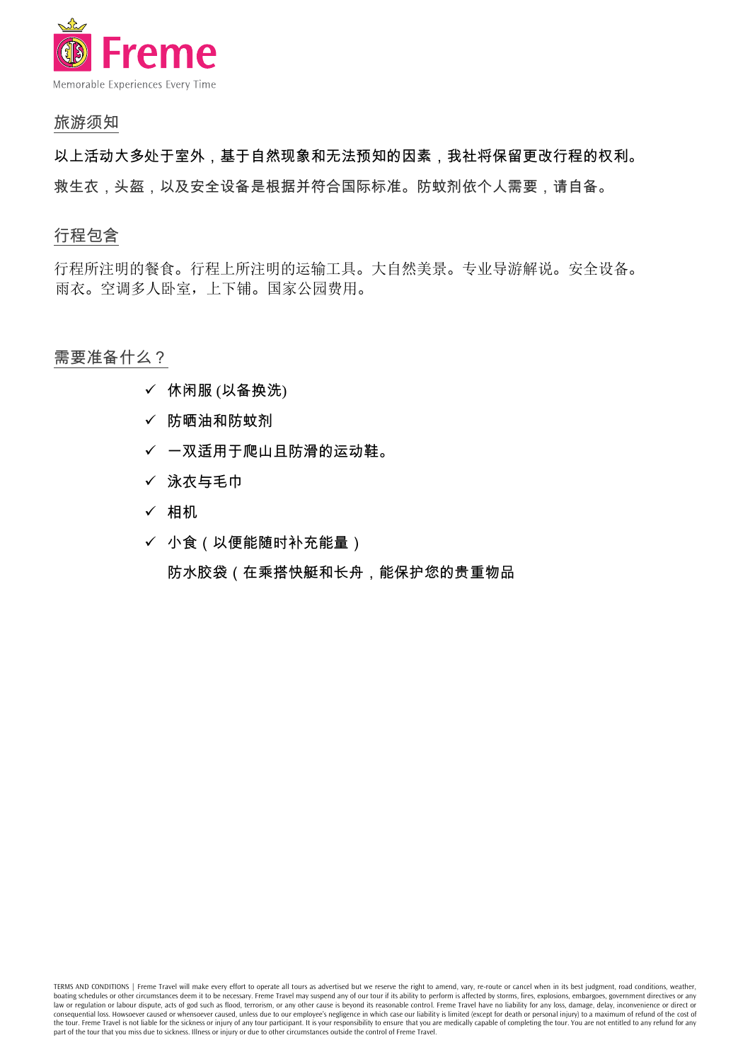Freme

Memorable Experiences Every Time

## 旅游须知

**以上活动大多处于室外，基于自然现象和无法预知的因素，我社将保留更改行程的权利。**

救生衣，头盔，以及安全设备是根据并符合国际标准。防蚊剂依个人需要，请自备。

## 行程包含

行程所注明的餐食。行程上所注明的运输工具。大自然美景。专业导游解说。安全设备。雨衣。空调多人卧室，上下铺。国家公园费用。

## 需要准备什么？

- ✓ 休闲服 (以备换洗)
- ✓ 防晒油和防蚊剂
- ✓ 一双适用于爬山且防滑的运动鞋。
- ✓ 泳衣与毛巾
- ✓ 相机
- ✓ 小食（以便能随时补充能量）

  防水胶袋（在乘搭快艇和长舟，能保护您的贵重物品

TERMS AND CONDITIONS | Freme Travel will make every effort to operate all tours as advertised but we reserve the right to amend, vary, re-route or cancel when in its best judgment, road conditions, weather, boating schedules or other circumstances deem it to be necessary. Freme Travel may suspend any of our tour if its ability to perform is affected by storms, fires, explosions, embargoes, government directives or any law or regulation or labour dispute, acts of god such as flood, terrorism, or any other cause is beyond its reasonable control. Freme Travel have no liability for any loss, damage, delay, inconvenience or direct or consequential loss. Howsoever caused or whensoever caused, unless due to our employee's negligence in which case our liability is limited (except for death or personal injury) to a maximum of refund of the cost of the tour. Freme Travel is not liable for the sickness or injury of any tour participant. It is your responsibility to ensure that you are medically capable of completing the tour. You are not entitled to any refund for any part of the tour that you miss due to sickness. Illness or injury or due to other circumstances outside the control of Freme Travel.